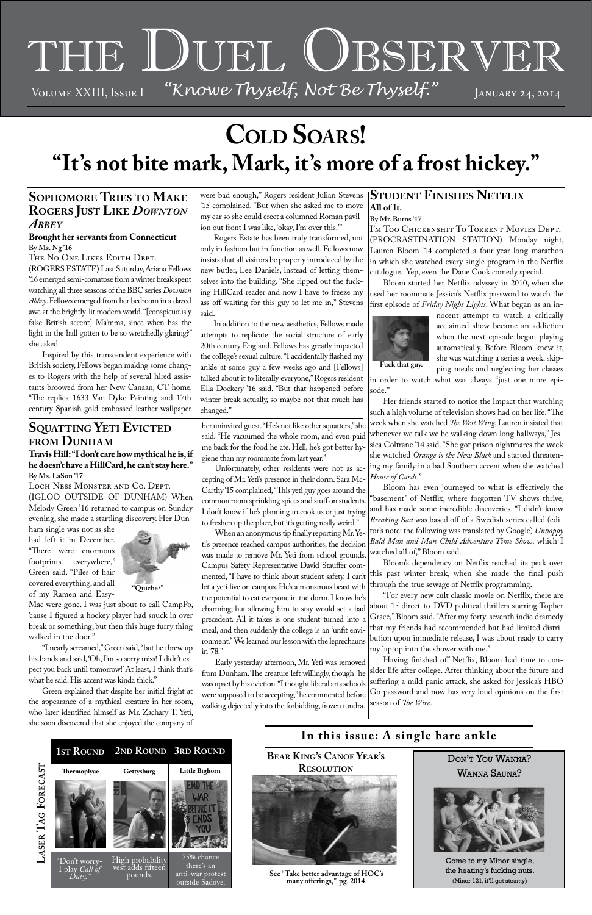# THE DUEL OBSERVER

Volume XXIII, Issue I — *"Knowe Thyself, Not Be Thyself."* — January 24, 2014

# Cold Soars!

## "It's not bite mark, Mark, it's more of a frost hickey."

## Sophomore Tries to Make Rogers Just Like *Downton Abbey*

**Brought her servants from Connecticut**

**By Ms. Ng '16**

The No One Likes Edith Dept.

(ROGERS ESTATE) Last Saturday, Ariana Fellows '16 emerged semi-comatose from a winter break spent watching all three seasons of the BBC series *Downton Abbey*. Fellows emerged from her bedroom in a dazed awe at the brightly-lit modern world. "[conspicuously false British accent] Ma'mma, since when has the light in the hall gotten to be so wretchedly glaring?" she asked.

Inspired by this transcendent experience with British society, Fellows began making some changes to Rogers with the help of several hired assistants broowed from her New Canaan, CT home. "The replica 1633 Van Dyke Painting and 17th century Spanish gold-embossed leather wallpaper were bad enough," Rogers resident Julian Stevens '15 complained. "But when she asked me to move my car so she could erect a columned Roman pavilion out front I was like, 'okay, I'm over this.'"

Rogers Estate has been truly transformed, not only in fashion but in function as well. Fellows now insists that all visitors be properly introduced by the new butler, Lee Daniels, instead of letting themselves into the building. "She ripped out the fucking HillCard reader and now I have to freeze my ass off waiting for this guy to let me in," Stevens said.

In addition to the new aesthetics, Fellows made attempts to replicate the social structure of early 20th century England. Fellows has greatly impacted the college's sexual culture. "I accidentally flashed my ankle at some guy a few weeks ago and [Fellows] talked about it to literally everyone," Rogers resident Ella Dockery '16 said. "But that happened before winter break actually, so maybe not that much has changed."

## Squatting Yeti Evicted from Dunham

**Travis Hill: "I don't care how mythical he is, if he doesn't have a HillCard, he can't stay here."**

**By Ms. LaSon '17**

Loch Ness Monster and Co. Dept.

(IGLOO OUTSIDE OF DUNHAM) When Melody Green '16 returned to campus on Sunday evening, she made a startling discovery. Her Dunham single was not as she had left it in December. "There were enormous footprints everywhere," Green said. "Piles of hair covered everything, and all of my Ramen and Easy-Mac were gone. I was just about to call CampPo, 'cause I figured a hockey player had snuck in over break or something, but then this huge furry thing walked in the door."

"Quiche?"

"I nearly screamed," Green said, "but he threw up his hands and said, 'Oh, I'm so sorry miss! I didn't expect you back until tomorrow!' At least, I think that's what he said. His accent was kinda thick."

Green explained that despite her initial fright at the appearance of a mythical creature in her room, who later identified himself as Mr. Zachary T. Yeti, she soon discovered that she enjoyed the company of her uninvited guest. "He's not like other squatters," she said. "He vacuumed the whole room, and even paid me back for the food he ate. Hell, he's got better hygiene than my roommate from last year."

Unfortunately, other residents were not as accepting of Mr. Yeti's presence in their dorm. Sara McCarthy '15 complained, "This yeti guy goes around the common room sprinkling spices and stuff on students. I don't know if he's planning to cook us or just trying to freshen up the place, but it's getting really weird."

When an anonymous tip finally reporting Mr. Yeti's presence reached campus authorities, the decision was made to remove Mr. Yeti from school grounds. Campus Safety Representative David Stauffer commented, "I have to think about student safety. I can't let a yeti live on campus. He's a monstrous beast with the potential to eat everyone in the dorm. I know he's charming, but allowing him to stay would set a bad precedent. All it takes is one student turned into a meal, and then suddenly the college is an 'unfit environment.' We learned our lesson with the leprechauns in '78."

Early yesterday afternoon, Mr. Yeti was removed from Dunham. The creature left willingly, though he was upset by his eviction. "I thought liberal arts schools were supposed to be accepting," he commented before walking dejectedly into the forbidding, frozen tundra.

## Student Finishes Netflix

**All of It.**

**By Mr. Burns '17**

I'm Too Chickenshit To Torrent Movies Dept.

(PROCRASTINATION STATION) Monday night, Lauren Bloom '14 completed a four-year-long marathon in which she watched every single program in the Netflix catalogue. Yep, even the Dane Cook comedy special.

Bloom started her Netflix odyssey in 2010, when she used her roommate Jessica's Netflix password to watch the first episode of *Friday Night Lights*. What began as an innocent attempt to watch a critically acclaimed show became an addiction when the next episode began playing automatically. Before Bloom knew it, she was watching a series a week, skipping meals and neglecting her classes in order to watch what was always "just one more episode."

Fuck that guy.

Her friends started to notice the impact that watching such a high volume of television shows had on her life. "The week when she watched *The West Wing*, Lauren insisted that whenever we talk we be walking down long hallways," Jessica Coltrane '14 said. "She got prison nightmares the week she watched *Orange is the New Black* and started threatening my family in a bad Southern accent when she watched *House of Cards*."

Bloom has even journeyed to what is effectively the "basement" of Netflix, where forgotten TV shows thrive, and has made some incredible discoveries. "I didn't know *Breaking Bad* was based off of a Swedish series called (editor's note: the following was translated by Google) *Unhappy Bald Man and Man Child Adventure Time Show*, which I watched all of," Bloom said.

Bloom's dependency on Netflix reached its peak over this past winter break, when she made the final push through the true sewage of Netflix programming.

"For every new cult classic movie on Netflix, there are about 15 direct-to-DVD political thrillers starring Topher Grace," Bloom said. "After my forty-seventh indie dramedy that my friends had recommended but had limited distribution upon immediate release, I was about ready to carry my laptop into the shower with me."

Having finished off Netflix, Bloom had time to consider life after college. After thinking about the future and suffering a mild panic attack, she asked for Jessica's HBO Go password and now has very loud opinions on the first season of *The Wire*.

### Laser Tag Forecast

| 1st Round | 2nd Round | 3rd Round |
|---|---|---|
| Thermoplyae | Gettysburg | Little Bighorn |
| "Don't worry- I play *Call of Duty*." | High probability vest adds fifteen pounds. | 75% chance there's an anti-war protest outside Sadove. |

### In this issue: A single bare ankle

**Bear King's Canoe Year's Resolution**

See "Take better advantage of HOC's many offerings," pg. 2014.

**Don't You Wanna? Wanna Sauna?**

Come to my Minor single, the heating's fucking nuts.
(Minor 121, it'll get steamy)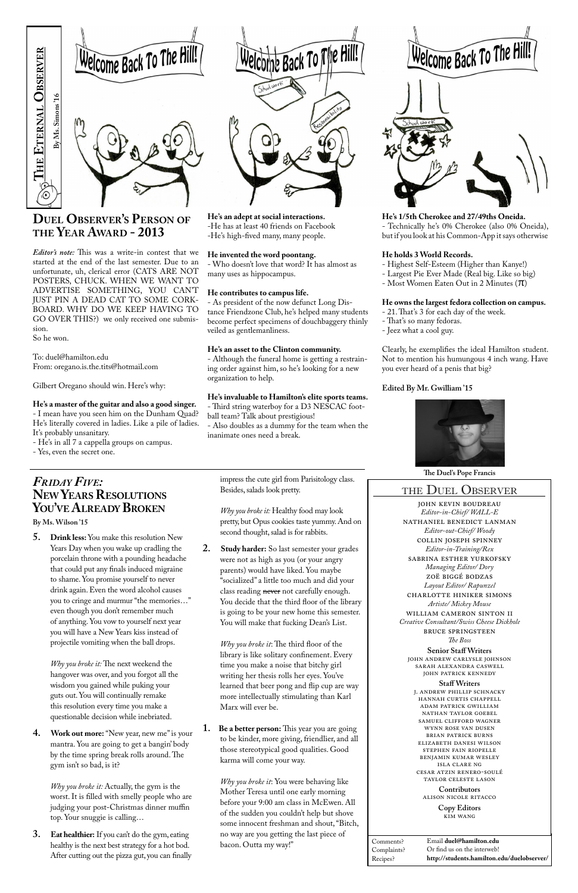**The Eternal Observer**

By Ms. Simons '16

Welcome Back To The Hill!

Welcome Back To The Hill!

Schoolwork

Responsibility

Welcome Back To The Hill!

Schoolwork

## Duel Observer's Person of the Year Award - 2013

*Editor's note:* This was a write-in contest that we started at the end of the last semester. Due to an unfortunate, uh, clerical error (CATS ARE NOT POSTERS, CHUCK. WHEN WE WANT TO ADVERTISE SOMETHING, YOU CAN'T JUST PIN A DEAD CAT TO SOME CORKBOARD. WHY DO WE KEEP HAVING TO GO OVER THIS?) we only received one submission.
So he won.

To: duel@hamilton.edu
From: oregano.is.the.tits@hotmail.com

Gilbert Oregano should win. Here's why:

**He's a master of the guitar and also a good singer.**
- I mean have you seen him on the Dunham Quad? He's literally covered in ladies. Like a pile of ladies. It's probably unsanitary.
- He's in all 7 a cappella groups on campus.
- Yes, even the secret one.

**He's an adept at social interactions.**
-He has at least 40 friends on Facebook
-He's high-fived many, many people.

**He invented the word poontang.**
- Who doesn't love that word? It has almost as many uses as hippocampus.

**He contributes to campus life.**
- As president of the now defunct Long Distance Friendzone Club, he's helped many students become perfect specimens of douchbaggery thinly veiled as gentlemanliness.

**He's an asset to the Clinton community.**
- Although the funeral home is getting a restraining order against him, so he's looking for a new organization to help.

**He's invaluable to Hamilton's elite sports teams.**
- Third string waterboy for a D3 NESCAC football team? Talk about prestigious!
- Also doubles as a dummy for the team when the inanimate ones need a break.

**He's 1/5th Cherokee and 27/49ths Oneida.**
- Technically he's 0% Cherokee (also 0% Oneida), but if you look at his Common-App it says otherwise

**He holds 3 World Records.**
- Highest Self-Esteem (Higher than Kanye!)
- Largest Pie Ever Made (Real big. Like so big)
- Most Women Eaten Out in 2 Minutes ($\pi$)

**He owns the largest fedora collection on campus.**
- 21. That's 3 for each day of the week.
- That's so many fedoras.
- Jeez what a cool guy.

Clearly, he exemplifies the ideal Hamilton student. Not to mention his humungous 4 inch wang. Have you ever heard of a penis that big?

**Edited By Mr. Gwilliam '15**

**The Duel's Pope Francis**

## *Friday Five:* New Years Resolutions You've Already Broken

**By Ms. Wilson '15**

**5. Drink less:** You make this resolution New Years Day when you wake up cradling the porcelain throne with a pounding headache that could put any finals induced migraine to shame. You promise yourself to never drink again. Even the word alcohol causes you to cringe and murmur "the memories…" even though you don't remember much of anything. You vow to yourself next year you will have a New Years kiss instead of projectile vomiting when the ball drops.

*Why you broke it:* The next weekend the hangover was over, and you forgot all the wisdom you gained while puking your guts out. You will continually remake this resolution every time you make a questionable decision while inebriated.

**4. Work out more:** "New year, new me" is your mantra. You are going to get a bangin' body by the time spring break rolls around. The gym isn't so bad, is it?

*Why you broke it:* Actually, the gym is the worst. It is filled with smelly people who are judging your post-Christmas dinner muffin top. Your snuggie is calling…

**3. Eat healthier:** If you can't do the gym, eating healthy is the next best strategy for a hot bod. After cutting out the pizza gut, you can finally impress the cute girl from Parisitology class. Besides, salads look pretty.

*Why you broke it:* Healthy food may look pretty, but Opus cookies taste yummy. And on second thought, salad is for rabbits.

**2. Study harder:** So last semester your grades were not as high as you (or your angry parents) would have liked. You maybe "socialized" a little too much and did your class reading ~~never~~ not carefully enough. You decide that the third floor of the library is going to be your new home this semester. You will make that fucking Dean's List.

*Why you broke it*: The third floor of the library is like solitary confinement. Every time you make a noise that bitchy girl writing her thesis rolls her eyes. You've learned that beer pong and flip cup are way more intellectually stimulating than Karl Marx will ever be.

**1. Be a better person:** This year you are going to be kinder, more giving, friendlier, and all those stereotypical good qualities. Good karma will come your way.

*Why you broke it*: You were behaving like Mother Teresa until one early morning before your 9:00 am class in McEwen. All of the sudden you couldn't help but shove some innocent freshman and shout, "Bitch, no way are you getting the last piece of bacon. Outta my way!"

## The Duel Observer

John Kevin Boudreau
*Editor-in-Chief/ WALL-E*
Nathaniel Benedict Lanman
*Editor-out-Chief/ Woody*
Collin Joseph Spinney
*Editor-in-Training/Rex*
Sabrina Esther Yurkofsky
*Managing Editor/ Dory*
Zoë Biggé Bodzas
*Layout Editor/ Rapunzel*
Charlotte Hiniker Simons
*Artiste/ Mickey Mouse*
William Cameron Sinton II
*Creative Consultant/Swiss Cheese Dickhole*
Bruce Springsteen
*The Boss*

**Senior Staff Writers**
John Andrew Carlyle Johnson
Sarah Alexandra Caswell
John Patrick Kennedy

**Staff Writers**
J. Andrew Phillip Schnacky
Hannah Curtis Chappell
Adam Patrick Gwilliam
Nathan Taylor Goebel
Samuel Clifford Wagner
Wynn Rose Van Dusen
Brian Patrick Burns
Elizabeth Danesi Wilson
Stephen Fain Riopelle
Benjamin Kumar Wesley
Isla Clare Ng
Cesar Atzin Renero-Soulé
Taylor Celeste Lason

**Contributors**
Alison Nicole Ritacco

**Copy Editors**
Kim Wang

Comments? Complaints? Recipes?
Email **duel@hamilton.edu**
Or find us on the interweb!
**http://students.hamilton.edu/duelobserver/**